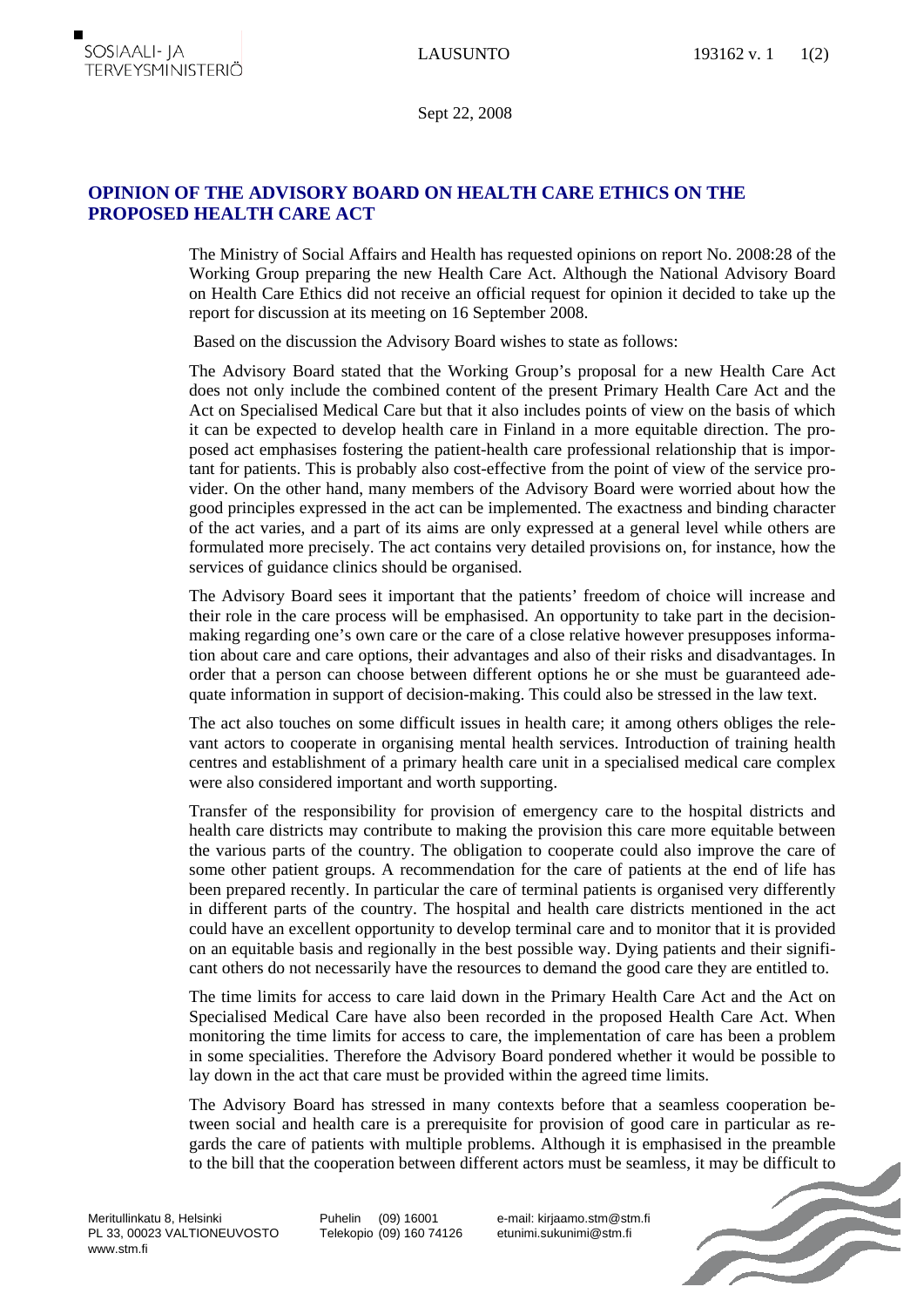Sept 22, 2008

# OPINION OF THE ADVISORY BOARD ON HEALTH CARE ETHICS ON THE PROPOSED HEALTH CARE ACT

The Ministry of Social Affairs and Health has requested opinions on report No. 2008:28 of the Working Group preparing the new Health Care Act. Although the National Advisory Board on Health Care Ethics did not receive an official request for opinion it decided to take up the report for discussion at its meeting on 16 September 2008.

Based on the discussion the Advisory Board wishes to state as follows:

The Advisory Board stated that the Working Group's proposal for a new Health Care Act does not only include the combined content of the present Primary Health Care Act and the Act on Specialised Medical Care but that it also includes points of view on the basis of which it can be expected to develop health care in Finland in a more equitable direction. The proposed act emphasises fostering the patient-health care professional relationship that is important for patients. This is probably also cost-effective from the point of view of the service provider. On the other hand, many members of the Advisory Board were worried about how the good principles expressed in the act can be implemented. The exactness and binding character of the act varies, and a part of its aims are only expressed at a general level while others are formulated more precisely. The act contains very detailed provisions on, for instance, how the services of guidance clinics should be organised.

The Advisory Board sees it important that the patients' freedom of choice will increase and their role in the care process will be emphasised. An opportunity to take part in the decision-making regarding one's own care or the care of a close relative however presupposes information about care and care options, their advantages and also of their risks and disadvantages. In order that a person can choose between different options he or she must be guaranteed adequate information in support of decision-making. This could also be stressed in the law text.

The act also touches on some difficult issues in health care; it among others obliges the relevant actors to cooperate in organising mental health services. Introduction of training health centres and establishment of a primary health care unit in a specialised medical care complex were also considered important and worth supporting.

Transfer of the responsibility for provision of emergency care to the hospital districts and health care districts may contribute to making the provision this care more equitable between the various parts of the country. The obligation to cooperate could also improve the care of some other patient groups. A recommendation for the care of patients at the end of life has been prepared recently. In particular the care of terminal patients is organised very differently in different parts of the country. The hospital and health care districts mentioned in the act could have an excellent opportunity to develop terminal care and to monitor that it is provided on an equitable basis and regionally in the best possible way. Dying patients and their significant others do not necessarily have the resources to demand the good care they are entitled to.

The time limits for access to care laid down in the Primary Health Care Act and the Act on Specialised Medical Care have also been recorded in the proposed Health Care Act. When monitoring the time limits for access to care, the implementation of care has been a problem in some specialities. Therefore the Advisory Board pondered whether it would be possible to lay down in the act that care must be provided within the agreed time limits.

The Advisory Board has stressed in many contexts before that a seamless cooperation between social and health care is a prerequisite for provision of good care in particular as regards the care of patients with multiple problems. Although it is emphasised in the preamble to the bill that the cooperation between different actors must be seamless, it may be difficult to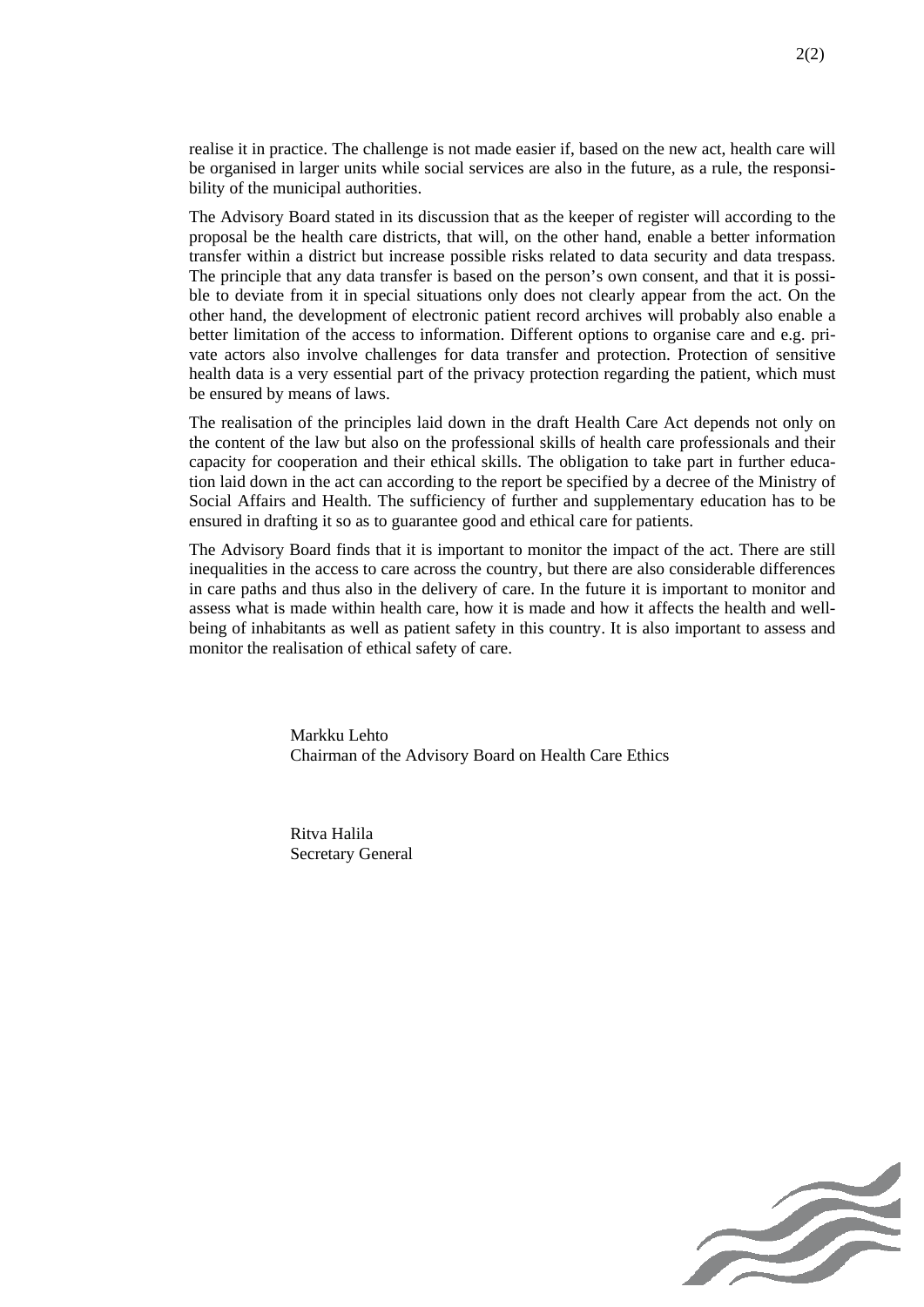realise it in practice. The challenge is not made easier if, based on the new act, health care will be organised in larger units while social services are also in the future, as a rule, the responsibility of the municipal authorities.

The Advisory Board stated in its discussion that as the keeper of register will according to the proposal be the health care districts, that will, on the other hand, enable a better information transfer within a district but increase possible risks related to data security and data trespass. The principle that any data transfer is based on the person's own consent, and that it is possible to deviate from it in special situations only does not clearly appear from the act. On the other hand, the development of electronic patient record archives will probably also enable a better limitation of the access to information. Different options to organise care and e.g. private actors also involve challenges for data transfer and protection. Protection of sensitive health data is a very essential part of the privacy protection regarding the patient, which must be ensured by means of laws.

The realisation of the principles laid down in the draft Health Care Act depends not only on the content of the law but also on the professional skills of health care professionals and their capacity for cooperation and their ethical skills. The obligation to take part in further education laid down in the act can according to the report be specified by a decree of the Ministry of Social Affairs and Health. The sufficiency of further and supplementary education has to be ensured in drafting it so as to guarantee good and ethical care for patients.

The Advisory Board finds that it is important to monitor the impact of the act. There are still inequalities in the access to care across the country, but there are also considerable differences in care paths and thus also in the delivery of care. In the future it is important to monitor and assess what is made within health care, how it is made and how it affects the health and wellbeing of inhabitants as well as patient safety in this country. It is also important to assess and monitor the realisation of ethical safety of care.

Markku Lehto
Chairman of the Advisory Board on Health Care Ethics

Ritva Halila
Secretary General